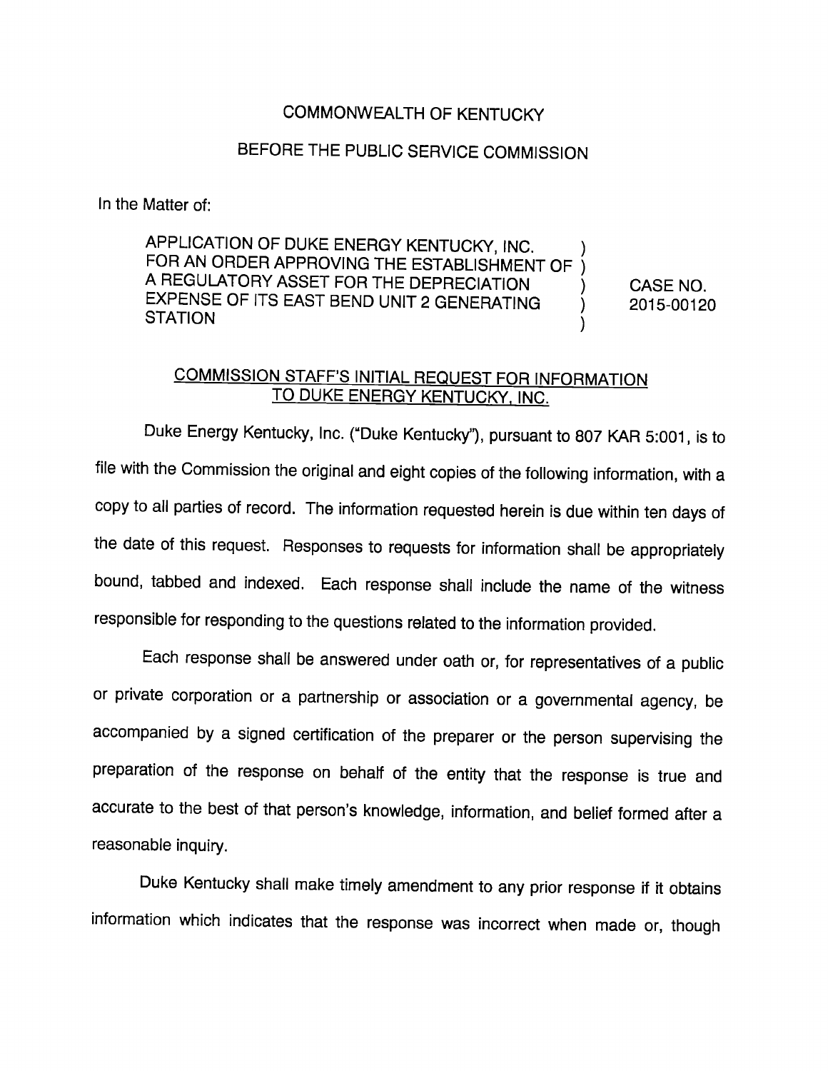COMMONWEALTH OF KENTUCKY

BEFORE THE PUBLIC SERVICE COMMISSION

In the Matter of:

| | | |
|---|---|---|
| APPLICATION OF DUKE ENERGY KENTUCKY, INC. FOR AN ORDER APPROVING THE ESTABLISHMENT OF A REGULATORY ASSET FOR THE DEPRECIATION EXPENSE OF ITS EAST BEND UNIT 2 GENERATING STATION | ) ) ) ) ) | CASE NO. 2015-00120 |

## COMMISSION STAFF'S INITIAL REQUEST FOR INFORMATION TO DUKE ENERGY KENTUCKY, INC.

Duke Energy Kentucky, Inc. ("Duke Kentucky"), pursuant to 807 KAR 5:001, is to file with the Commission the original and eight copies of the following information, with a copy to all parties of record. The information requested herein is due within ten days of the date of this request. Responses to requests for information shall be appropriately bound, tabbed and indexed. Each response shall include the name of the witness responsible for responding to the questions related to the information provided.

Each response shall be answered under oath or, for representatives of a public or private corporation or a partnership or association or a governmental agency, be accompanied by a signed certification of the preparer or the person supervising the preparation of the response on behalf of the entity that the response is true and accurate to the best of that person's knowledge, information, and belief formed after a reasonable inquiry.

Duke Kentucky shall make timely amendment to any prior response if it obtains information which indicates that the response was incorrect when made or, though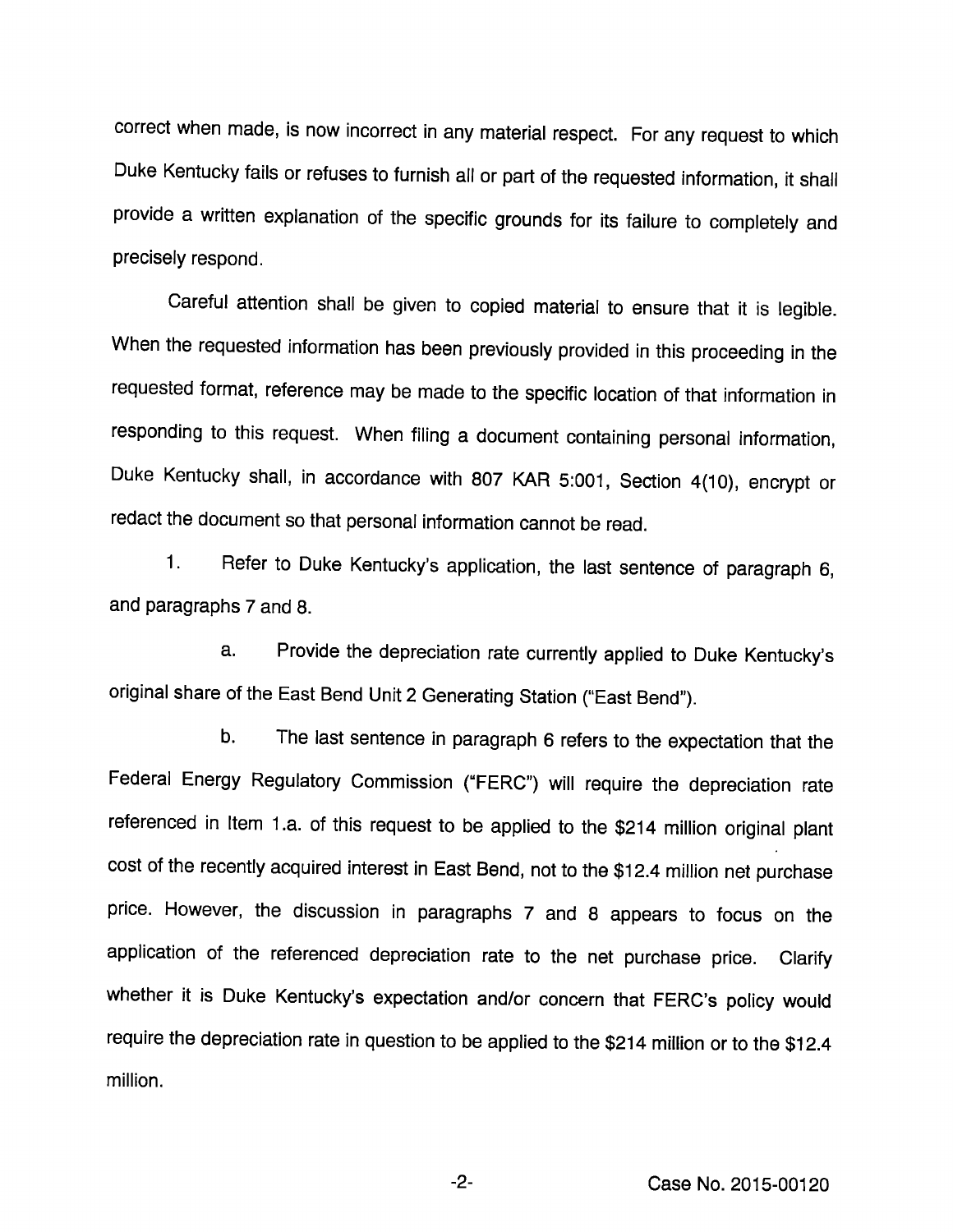correct when made, is now incorrect in any material respect. For any request to which Duke Kentucky fails or refuses to furnish all or part of the requested information, it shall provide a written explanation of the specific grounds for its failure to completely and precisely respond.

Careful attention shall be given to copied material to ensure that it is legible. When the requested information has been previously provided in this proceeding in the requested format, reference may be made to the specific location of that information in responding to this request. When filing a document containing personal information, Duke Kentucky shall, in accordance with 807 KAR 5:001, Section 4(10), encrypt or redact the document so that personal information cannot be read.

1. Refer to Duke Kentucky's application, the last sentence of paragraph 6, and paragraphs 7 and 8.

a. Provide the depreciation rate currently applied to Duke Kentucky's original share of the East Bend Unit 2 Generating Station ("East Bend").

b. The last sentence in paragraph 6 refers to the expectation that the Federal Energy Regulatory Commission ("FERC") will require the depreciation rate referenced in Item 1.a. of this request to be applied to the $214 million original plant cost of the recently acquired interest in East Bend, not to the $12.4 million net purchase price. However, the discussion in paragraphs 7 and 8 appears to focus on the application of the referenced depreciation rate to the net purchase price. Clarify whether it is Duke Kentucky's expectation and/or concern that FERC's policy would require the depreciation rate in question to be applied to the $214 million or to the $12.4 million.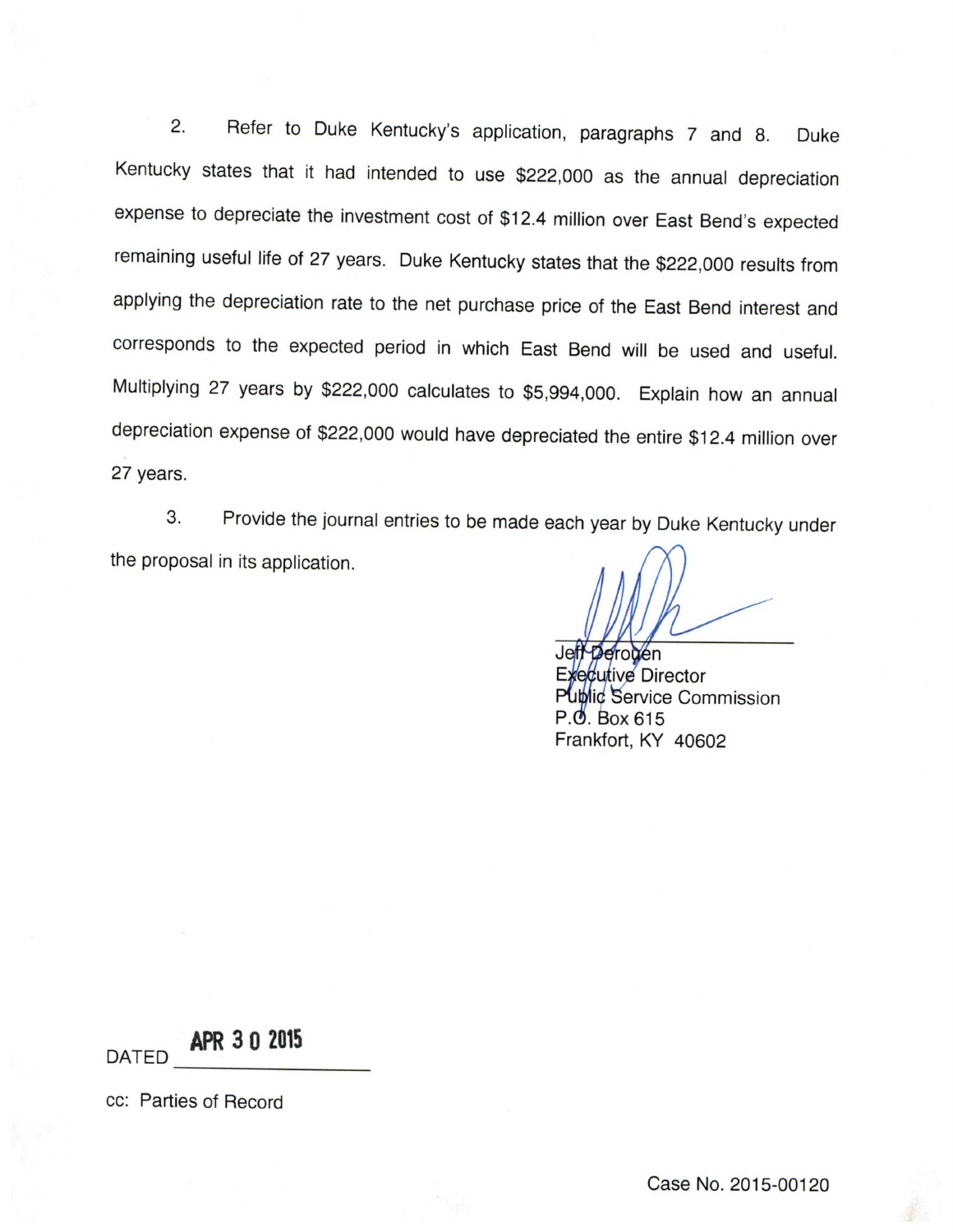2. Refer to Duke Kentucky's application, paragraphs 7 and 8. Duke Kentucky states that it had intended to use $222,000 as the annual depreciation expense to depreciate the investment cost of $12.4 million over East Bend's expected remaining useful life of 27 years. Duke Kentucky states that the $222,000 results from applying the depreciation rate to the net purchase price of the East Bend interest and corresponds to the expected period in which East Bend will be used and useful. Multiplying 27 years by $222,000 calculates to $5,994,000. Explain how an annual depreciation expense of $222,000 would have depreciated the entire $12.4 million over 27 years.

3. Provide the journal entries to be made each year by Duke Kentucky under the proposal in its application.

Jeff Derouen
Executive Director
Public Service Commission
P.O. Box 615
Frankfort, KY 40602

DATED APR 3 0 2015

cc: Parties of Record

Case No. 2015-00120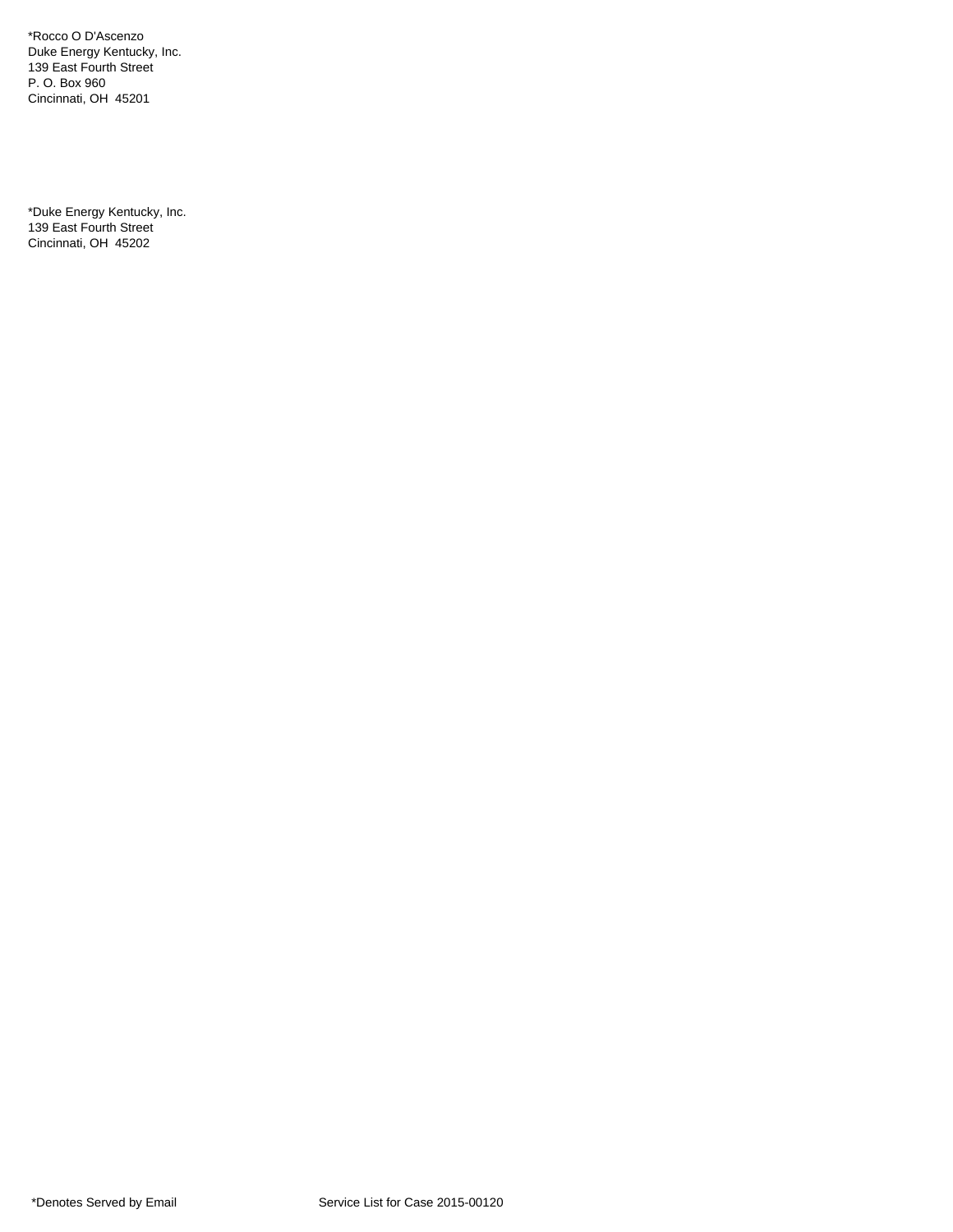*Rocco O D'Ascenzo
Duke Energy Kentucky, Inc.
139 East Fourth Street
P. O. Box 960
Cincinnati, OH  45201

*Duke Energy Kentucky, Inc.
139 East Fourth Street
Cincinnati, OH  45202

*Denotes Served by Email

Service List for Case 2015-00120